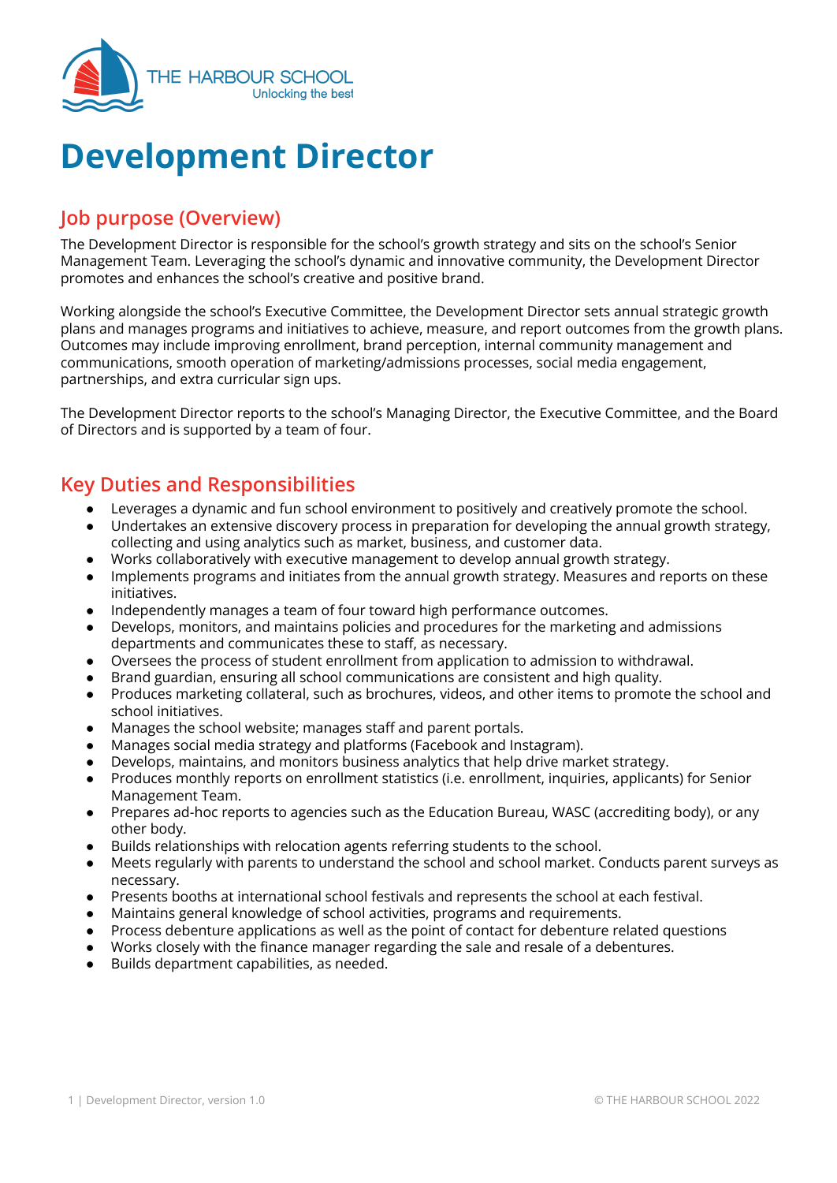THE HARBOUR SCHOOL
Unlocking the best

# Development Director

## Job purpose (Overview)

The Development Director is responsible for the school's growth strategy and sits on the school's Senior Management Team. Leveraging the school's dynamic and innovative community, the Development Director promotes and enhances the school's creative and positive brand.

Working alongside the school's Executive Committee, the Development Director sets annual strategic growth plans and manages programs and initiatives to achieve, measure, and report outcomes from the growth plans. Outcomes may include improving enrollment, brand perception, internal community management and communications, smooth operation of marketing/admissions processes, social media engagement, partnerships, and extra curricular sign ups.

The Development Director reports to the school's Managing Director, the Executive Committee, and the Board of Directors and is supported by a team of four.

## Key Duties and Responsibilities

- Leverages a dynamic and fun school environment to positively and creatively promote the school.
- Undertakes an extensive discovery process in preparation for developing the annual growth strategy, collecting and using analytics such as market, business, and customer data.
- Works collaboratively with executive management to develop annual growth strategy.
- Implements programs and initiates from the annual growth strategy. Measures and reports on these initiatives.
- Independently manages a team of four toward high performance outcomes.
- Develops, monitors, and maintains policies and procedures for the marketing and admissions departments and communicates these to staff, as necessary.
- Oversees the process of student enrollment from application to admission to withdrawal.
- Brand guardian, ensuring all school communications are consistent and high quality.
- Produces marketing collateral, such as brochures, videos, and other items to promote the school and school initiatives.
- Manages the school website; manages staff and parent portals.
- Manages social media strategy and platforms (Facebook and Instagram).
- Develops, maintains, and monitors business analytics that help drive market strategy.
- Produces monthly reports on enrollment statistics (i.e. enrollment, inquiries, applicants) for Senior Management Team.
- Prepares ad-hoc reports to agencies such as the Education Bureau, WASC (accrediting body), or any other body.
- Builds relationships with relocation agents referring students to the school.
- Meets regularly with parents to understand the school and school market. Conducts parent surveys as necessary.
- Presents booths at international school festivals and represents the school at each festival.
- Maintains general knowledge of school activities, programs and requirements.
- Process debenture applications as well as the point of contact for debenture related questions
- Works closely with the finance manager regarding the sale and resale of a debentures.
- Builds department capabilities, as needed.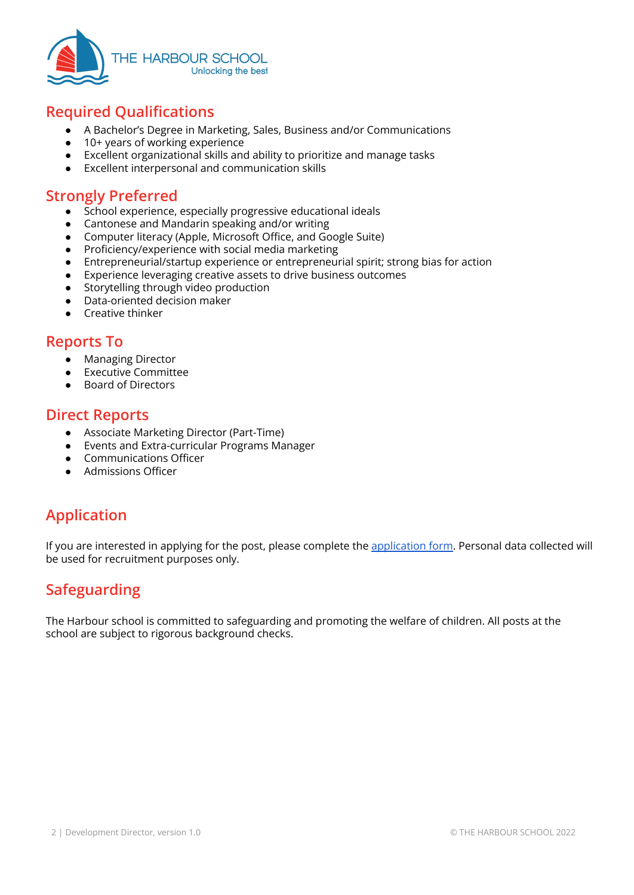## Required Qualifications

- A Bachelor's Degree in Marketing, Sales, Business and/or Communications
- 10+ years of working experience
- Excellent organizational skills and ability to prioritize and manage tasks
- Excellent interpersonal and communication skills

## Strongly Preferred

- School experience, especially progressive educational ideals
- Cantonese and Mandarin speaking and/or writing
- Computer literacy (Apple, Microsoft Office, and Google Suite)
- Proficiency/experience with social media marketing
- Entrepreneurial/startup experience or entrepreneurial spirit; strong bias for action
- Experience leveraging creative assets to drive business outcomes
- Storytelling through video production
- Data-oriented decision maker
- Creative thinker

## Reports To

- Managing Director
- Executive Committee
- Board of Directors

## Direct Reports

- Associate Marketing Director (Part-Time)
- Events and Extra-curricular Programs Manager
- Communications Officer
- Admissions Officer

## Application

If you are interested in applying for the post, please complete the application form. Personal data collected will be used for recruitment purposes only.

## Safeguarding

The Harbour school is committed to safeguarding and promoting the welfare of children. All posts at the school are subject to rigorous background checks.